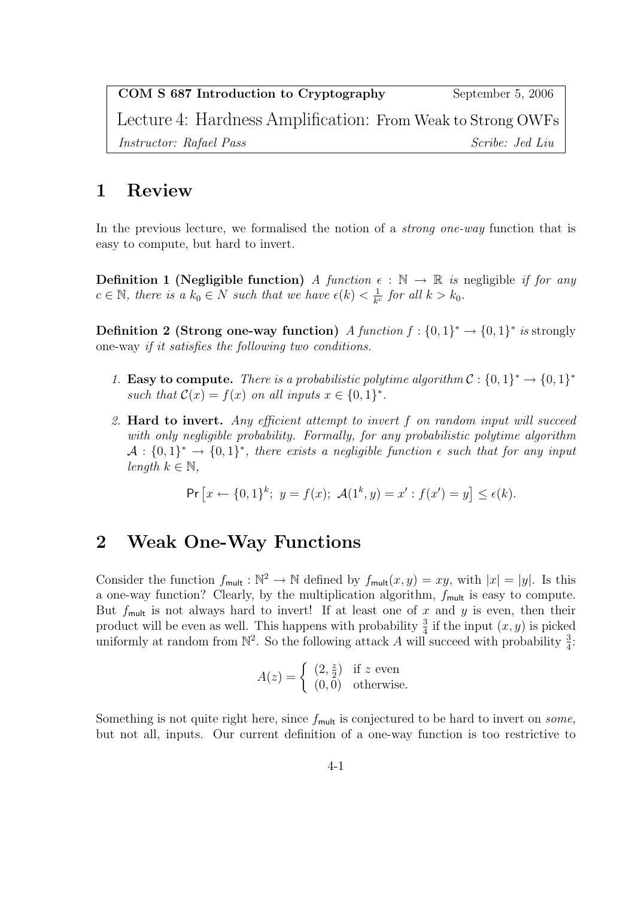| **COM S 687 Introduction to Cryptography** | September 5, 2006 |
| --- | --- |
| Lecture 4: Hardness Amplification: From Weak to Strong OWFs | |
| *Instructor: Rafael Pass* | *Scribe: Jed Liu* |

# 1 Review

In the previous lecture, we formalised the notion of a *strong one-way* function that is easy to compute, but hard to invert.

**Definition 1 (Negligible function)** *A function* $\epsilon : \mathbb{N} \to \mathbb{R}$ *is* negligible *if for any* $c \in \mathbb{N}$*, there is a* $k_0 \in N$ *such that we have* $\epsilon(k) < \frac{1}{k^c}$ *for all* $k > k_0$.

**Definition 2 (Strong one-way function)** *A function* $f : \{0,1\}^* \to \{0,1\}^*$ *is* strongly one-way *if it satisfies the following two conditions.*

1. **Easy to compute.** *There is a probabilistic polytime algorithm* $\mathcal{C} : \{0,1\}^* \to \{0,1\}^*$ *such that* $\mathcal{C}(x) = f(x)$ *on all inputs* $x \in \{0,1\}^*$.

2. **Hard to invert.** *Any efficient attempt to invert* $f$ *on random input will succeed with only negligible probability. Formally, for any probabilistic polytime algorithm* $\mathcal{A} : \{0,1\}^* \to \{0,1\}^*$*, there exists a negligible function* $\epsilon$ *such that for any input length* $k \in \mathbb{N}$,

$$\Pr\left[x \leftarrow \{0,1\}^k;\ y = f(x);\ \mathcal{A}(1^k, y) = x' : f(x') = y\right] \leq \epsilon(k).$$

# 2 Weak One-Way Functions

Consider the function $f_{\mathsf{mult}} : \mathbb{N}^2 \to \mathbb{N}$ defined by $f_{\mathsf{mult}}(x, y) = xy$, with $|x| = |y|$. Is this a one-way function? Clearly, by the multiplication algorithm, $f_{\mathsf{mult}}$ is easy to compute. But $f_{\mathsf{mult}}$ is not always hard to invert! If at least one of $x$ and $y$ is even, then their product will be even as well. This happens with probability $\frac{3}{4}$ if the input $(x, y)$ is picked uniformly at random from $\mathbb{N}^2$. So the following attack $A$ will succeed with probability $\frac{3}{4}$:

$$A(z) = \begin{cases} (2, \frac{z}{2}) & \text{if } z \text{ even} \\ (0, 0) & \text{otherwise.} \end{cases}$$

Something is not quite right here, since $f_{\mathsf{mult}}$ is conjectured to be hard to invert on *some*, but not all, inputs. Our current definition of a one-way function is too restrictive to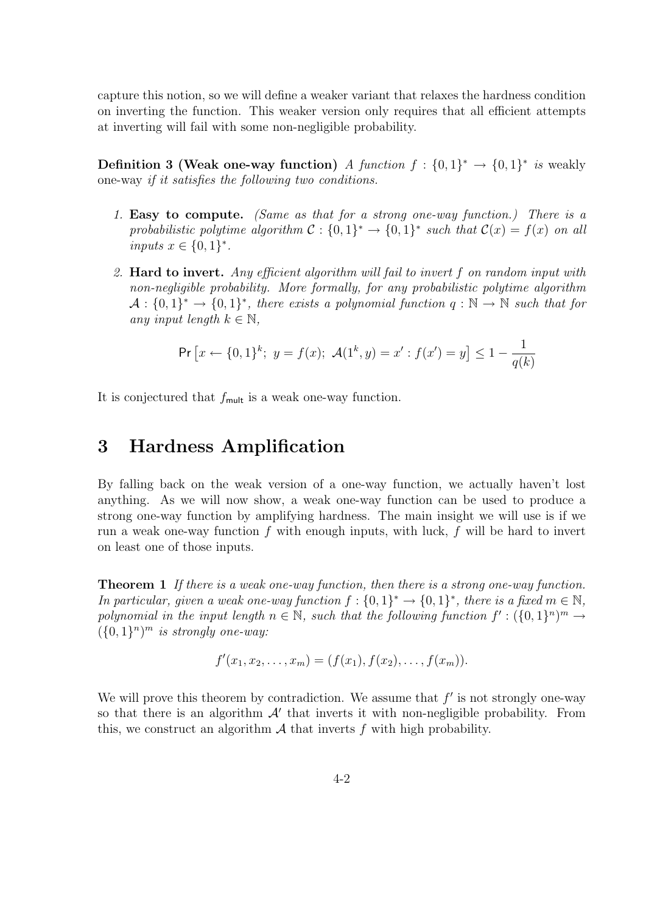capture this notion, so we will define a weaker variant that relaxes the hardness condition on inverting the function. This weaker version only requires that all efficient attempts at inverting will fail with some non-negligible probability.

**Definition 3 (Weak one-way function)** *A function $f : \{0,1\}^* \to \{0,1\}^*$ is* weakly one-way *if it satisfies the following two conditions.*

1. **Easy to compute.** *(Same as that for a strong one-way function.) There is a probabilistic polytime algorithm $\mathcal{C} : \{0,1\}^* \to \{0,1\}^*$ such that $\mathcal{C}(x) = f(x)$ on all inputs $x \in \{0,1\}^*$.*

2. **Hard to invert.** *Any efficient algorithm will fail to invert $f$ on random input with non-negligible probability. More formally, for any probabilistic polytime algorithm $\mathcal{A} : \{0,1\}^* \to \{0,1\}^*$, there exists a polynomial function $q : \mathbb{N} \to \mathbb{N}$ such that for any input length $k \in \mathbb{N}$,*

$$\Pr\left[x \leftarrow \{0,1\}^k;\ y = f(x);\ \mathcal{A}(1^k, y) = x' : f(x') = y\right] \leq 1 - \frac{1}{q(k)}$$

It is conjectured that $f_{\mathsf{mult}}$ is a weak one-way function.

# 3 Hardness Amplification

By falling back on the weak version of a one-way function, we actually haven't lost anything. As we will now show, a weak one-way function can be used to produce a strong one-way function by amplifying hardness. The main insight we will use is if we run a weak one-way function $f$ with enough inputs, with luck, $f$ will be hard to invert on least one of those inputs.

**Theorem 1** *If there is a weak one-way function, then there is a strong one-way function. In particular, given a weak one-way function $f : \{0,1\}^* \to \{0,1\}^*$, there is a fixed $m \in \mathbb{N}$, polynomial in the input length $n \in \mathbb{N}$, such that the following function $f' : (\{0,1\}^n)^m \to (\{0,1\}^n)^m$ is strongly one-way:*

$$f'(x_1, x_2, \ldots, x_m) = (f(x_1), f(x_2), \ldots, f(x_m)).$$

We will prove this theorem by contradiction. We assume that $f'$ is not strongly one-way so that there is an algorithm $\mathcal{A}'$ that inverts it with non-negligible probability. From this, we construct an algorithm $\mathcal{A}$ that inverts $f$ with high probability.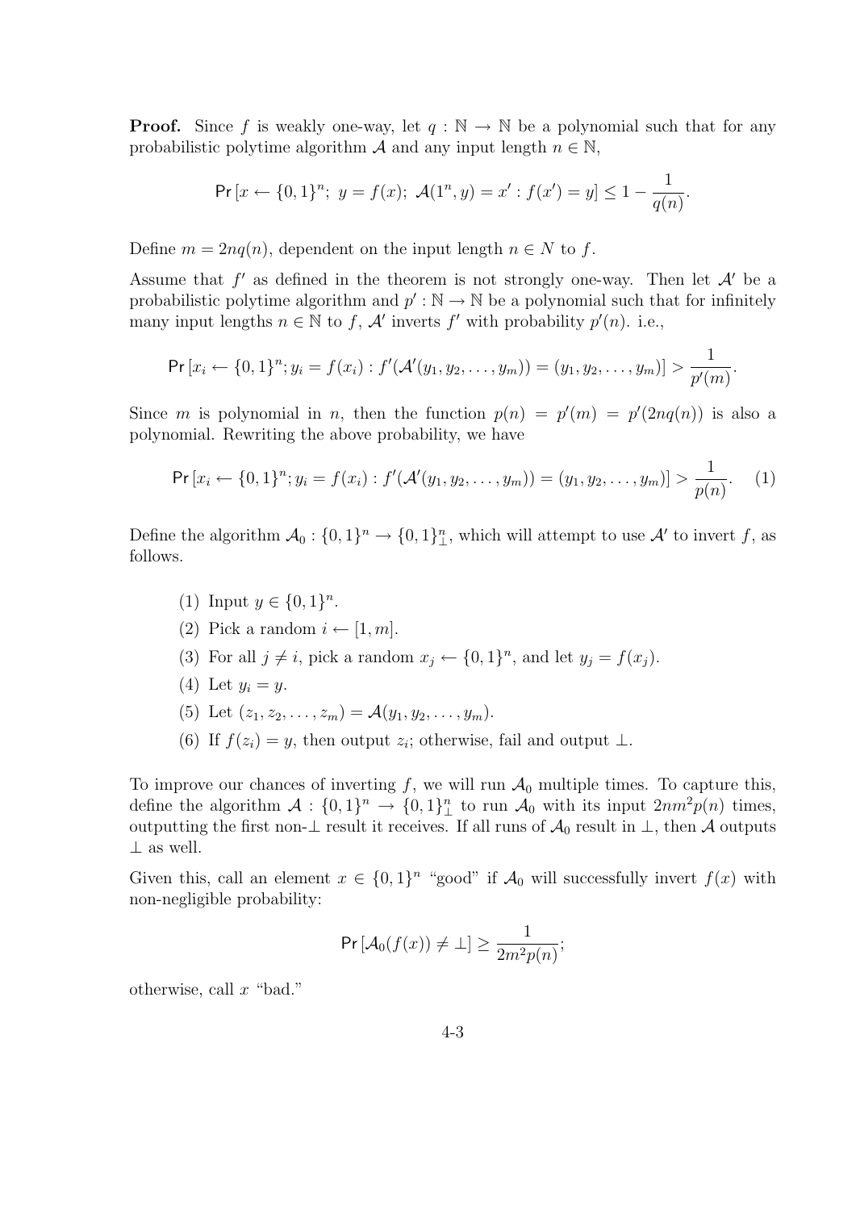**Proof.** Since $f$ is weakly one-way, let $q : \mathbb{N} \to \mathbb{N}$ be a polynomial such that for any probabilistic polytime algorithm $\mathcal{A}$ and any input length $n \in \mathbb{N}$,

$$\Pr\left[x \leftarrow \{0,1\}^n;\ y = f(x);\ \mathcal{A}(1^n, y) = x' : f(x') = y\right] \leq 1 - \frac{1}{q(n)}.$$

Define $m = 2nq(n)$, dependent on the input length $n \in N$ to $f$.

Assume that $f'$ as defined in the theorem is not strongly one-way. Then let $\mathcal{A}'$ be a probabilistic polytime algorithm and $p' : \mathbb{N} \to \mathbb{N}$ be a polynomial such that for infinitely many input lengths $n \in \mathbb{N}$ to $f$, $\mathcal{A}'$ inverts $f'$ with probability $p'(n)$. i.e.,

$$\Pr\left[x_i \leftarrow \{0,1\}^n; y_i = f(x_i) : f'(\mathcal{A}'(y_1, y_2, \ldots, y_m)) = (y_1, y_2, \ldots, y_m)\right] > \frac{1}{p'(m)}.$$

Since $m$ is polynomial in $n$, then the function $p(n) = p'(m) = p'(2nq(n))$ is also a polynomial. Rewriting the above probability, we have

$$\Pr\left[x_i \leftarrow \{0,1\}^n; y_i = f(x_i) : f'(\mathcal{A}'(y_1, y_2, \ldots, y_m)) = (y_1, y_2, \ldots, y_m)\right] > \frac{1}{p(n)}. \quad (1)$$

Define the algorithm $\mathcal{A}_0 : \{0,1\}^n \to \{0,1\}^n_\perp$, which will attempt to use $\mathcal{A}'$ to invert $f$, as follows.

(1) Input $y \in \{0,1\}^n$.

(2) Pick a random $i \leftarrow [1, m]$.

(3) For all $j \neq i$, pick a random $x_j \leftarrow \{0,1\}^n$, and let $y_j = f(x_j)$.

(4) Let $y_i = y$.

(5) Let $(z_1, z_2, \ldots, z_m) = \mathcal{A}(y_1, y_2, \ldots, y_m)$.

(6) If $f(z_i) = y$, then output $z_i$; otherwise, fail and output $\perp$.

To improve our chances of inverting $f$, we will run $\mathcal{A}_0$ multiple times. To capture this, define the algorithm $\mathcal{A} : \{0,1\}^n \to \{0,1\}^n_\perp$ to run $\mathcal{A}_0$ with its input $2nm^2p(n)$ times, outputting the first non-$\perp$ result it receives. If all runs of $\mathcal{A}_0$ result in $\perp$, then $\mathcal{A}$ outputs $\perp$ as well.

Given this, call an element $x \in \{0,1\}^n$ "good" if $\mathcal{A}_0$ will successfully invert $f(x)$ with non-negligible probability:

$$\Pr\left[\mathcal{A}_0(f(x)) \neq \perp\right] \geq \frac{1}{2m^2p(n)};$$

otherwise, call $x$ "bad."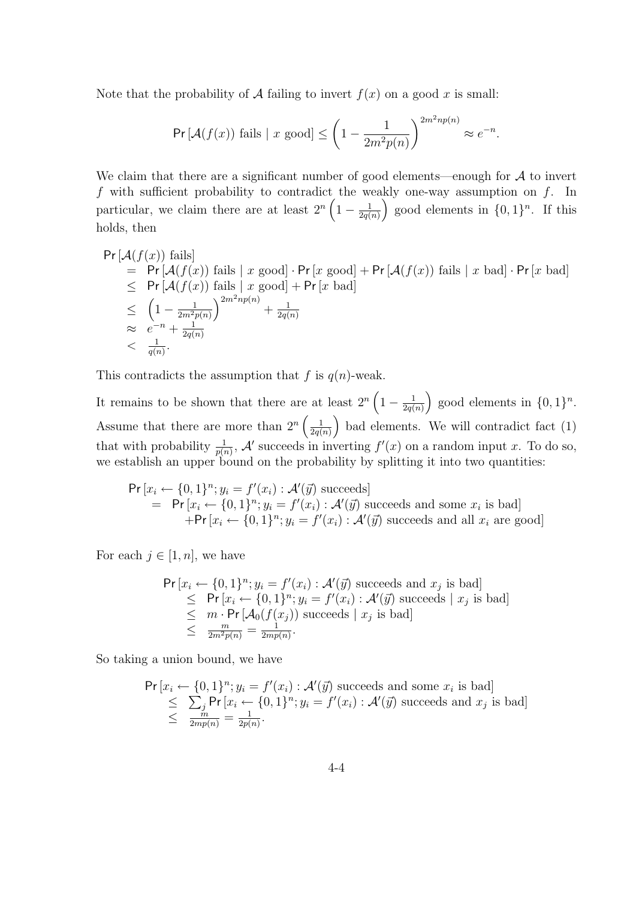Note that the probability of $\mathcal{A}$ failing to invert $f(x)$ on a good $x$ is small:

$$\Pr\left[\mathcal{A}(f(x)) \text{ fails} \mid x \text{ good}\right] \leq \left(1 - \frac{1}{2m^2p(n)}\right)^{2m^2np(n)} \approx e^{-n}.$$

We claim that there are a significant number of good elements—enough for $\mathcal{A}$ to invert $f$ with sufficient probability to contradict the weakly one-way assumption on $f$. In particular, we claim there are at least $2^n\left(1 - \frac{1}{2q(n)}\right)$ good elements in $\{0,1\}^n$. If this holds, then

$$\begin{aligned}
&\Pr\left[\mathcal{A}(f(x)) \text{ fails}\right] \\
&\quad= \Pr\left[\mathcal{A}(f(x)) \text{ fails} \mid x \text{ good}\right] \cdot \Pr\left[x \text{ good}\right] + \Pr\left[\mathcal{A}(f(x)) \text{ fails} \mid x \text{ bad}\right] \cdot \Pr\left[x \text{ bad}\right] \\
&\quad\leq \Pr\left[\mathcal{A}(f(x)) \text{ fails} \mid x \text{ good}\right] + \Pr\left[x \text{ bad}\right] \\
&\quad\leq \left(1 - \tfrac{1}{2m^2p(n)}\right)^{2m^2np(n)} + \tfrac{1}{2q(n)} \\
&\quad\approx e^{-n} + \tfrac{1}{2q(n)} \\
&\quad< \tfrac{1}{q(n)}.
\end{aligned}$$

This contradicts the assumption that $f$ is $q(n)$-weak.

It remains to be shown that there are at least $2^n\left(1 - \frac{1}{2q(n)}\right)$ good elements in $\{0,1\}^n$. Assume that there are more than $2^n\left(\frac{1}{2q(n)}\right)$ bad elements. We will contradict fact (1) that with probability $\frac{1}{p(n)}$, $\mathcal{A}'$ succeeds in inverting $f'(x)$ on a random input $x$. To do so, we establish an upper bound on the probability by splitting it into two quantities:

$$\begin{aligned}
&\Pr\left[x_i \leftarrow \{0,1\}^n; y_i = f'(x_i) : \mathcal{A}'(\vec{y}) \text{ succeeds}\right] \\
&\quad= \Pr\left[x_i \leftarrow \{0,1\}^n; y_i = f'(x_i) : \mathcal{A}'(\vec{y}) \text{ succeeds and some } x_i \text{ is bad}\right] \\
&\qquad+ \Pr\left[x_i \leftarrow \{0,1\}^n; y_i = f'(x_i) : \mathcal{A}'(\vec{y}) \text{ succeeds and all } x_i \text{ are good}\right]
\end{aligned}$$

For each $j \in [1, n]$, we have

$$\begin{aligned}
&\Pr\left[x_i \leftarrow \{0,1\}^n; y_i = f'(x_i) : \mathcal{A}'(\vec{y}) \text{ succeeds and } x_j \text{ is bad}\right] \\
&\quad\leq \Pr\left[x_i \leftarrow \{0,1\}^n; y_i = f'(x_i) : \mathcal{A}'(\vec{y}) \text{ succeeds} \mid x_j \text{ is bad}\right] \\
&\quad\leq m \cdot \Pr\left[\mathcal{A}_0(f(x_j)) \text{ succeeds} \mid x_j \text{ is bad}\right] \\
&\quad\leq \tfrac{m}{2m^2p(n)} = \tfrac{1}{2mp(n)}.
\end{aligned}$$

So taking a union bound, we have

$$\begin{aligned}
&\Pr\left[x_i \leftarrow \{0,1\}^n; y_i = f'(x_i) : \mathcal{A}'(\vec{y}) \text{ succeeds and some } x_i \text{ is bad}\right] \\
&\quad\leq \textstyle\sum_j \Pr\left[x_i \leftarrow \{0,1\}^n; y_i = f'(x_i) : \mathcal{A}'(\vec{y}) \text{ succeeds and } x_j \text{ is bad}\right] \\
&\quad\leq \tfrac{m}{2mp(n)} = \tfrac{1}{2p(n)}.
\end{aligned}$$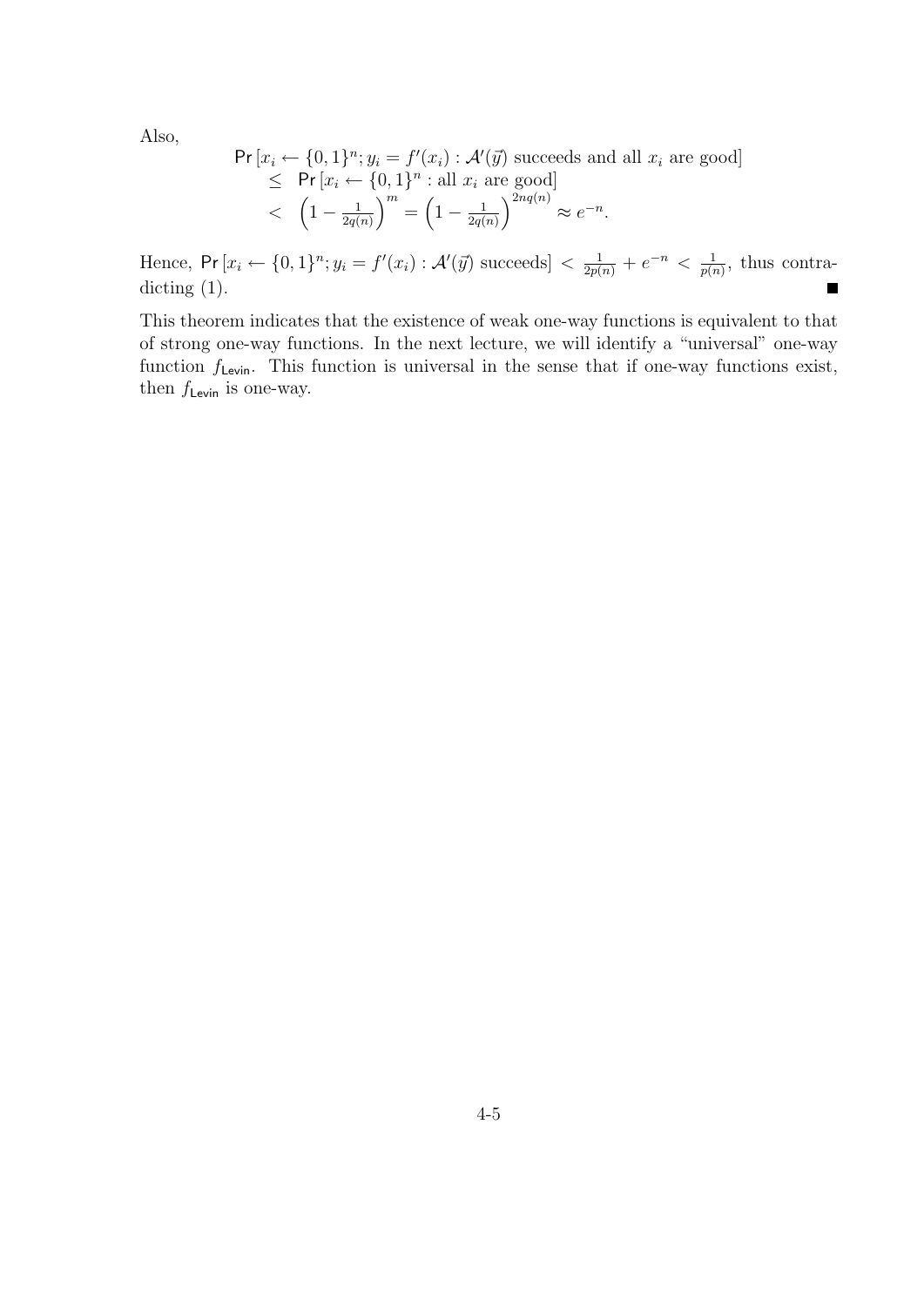Also,

$$
\begin{aligned}
&\Pr\left[x_i \leftarrow \{0,1\}^n; y_i = f'(x_i) : \mathcal{A}'(\vec{y}) \text{ succeeds and all } x_i \text{ are good}\right] \\
&\quad \leq \Pr\left[x_i \leftarrow \{0,1\}^n : \text{all } x_i \text{ are good}\right] \\
&\quad < \left(1 - \frac{1}{2q(n)}\right)^m = \left(1 - \frac{1}{2q(n)}\right)^{2nq(n)} \approx e^{-n}.
\end{aligned}
$$

Hence, $\Pr\left[x_i \leftarrow \{0,1\}^n; y_i = f'(x_i) : \mathcal{A}'(\vec{y}) \text{ succeeds}\right] < \frac{1}{2p(n)} + e^{-n} < \frac{1}{p(n)}$, thus contradicting (1). ∎

This theorem indicates that the existence of weak one-way functions is equivalent to that of strong one-way functions. In the next lecture, we will identify a "universal" one-way function $f_{\mathsf{Levin}}$. This function is universal in the sense that if one-way functions exist, then $f_{\mathsf{Levin}}$ is one-way.